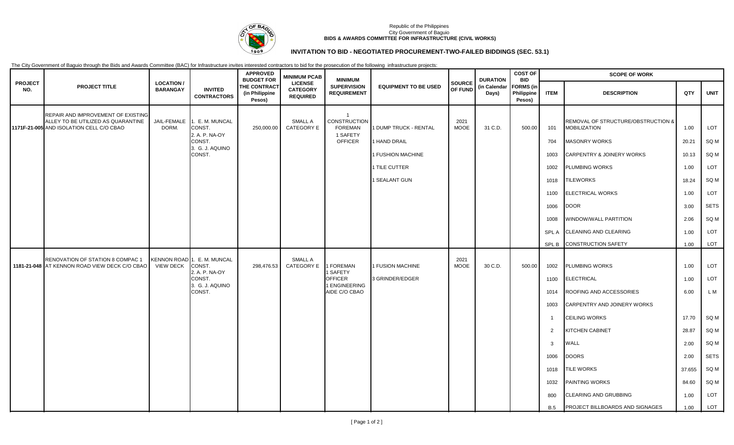Republic of the Philippines
City Government of Baguio
**BIDS & AWARDS COMMITTEE FOR INFRASTRUCTURE (CIVIL WORKS)**

## INVITATION TO BID - NEGOTIATED PROCUREMENT-TWO-FAILED BIDDINGS (SEC. 53.1)

The City Government of Baguio through the Bids and Awards Committee (BAC) for Infrastructure invites interested contractors to bid for the prosecution of the following infrastructure projects:

| PROJECT NO. | PROJECT TITLE | LOCATION / BARANGAY | INVITED CONTRACTORS | APPROVED BUDGET FOR THE CONTRACT (in Philippine Pesos) | MINIMUM PCAB LICENSE CATEGORY REQUIRED | MINIMUM SUPERVISION REQUIREMENT | EQUIPMENT TO BE USED | SOURCE OF FUND | DURATION (in Calendar Days) | COST OF BID FORMS (in Philippine Pesos) | SCOPE OF WORK | | | |
|---|---|---|---|---|---|---|---|---|---|---|---|---|---|---|
| | | | | | | | | | | | ITEM | DESCRIPTION | QTY | UNIT |
| 1171F-21-005 | REPAIR AND IMPROVEMENT OF EXISTING ALLEY TO BE UTILIZED AS QUARANTINE AND ISOLATION CELL C/O CBAO | JAIL-FEMALE DORM. | 1. E. M. MUNCAL CONST. 2. A. P. NA-OY CONST. 3. G. J. AQUINO CONST. | 250,000.00 | SMALL A CATEGORY E | 1 CONSTRUCTION FOREMAN 1 SAFETY OFFICER | 1 DUMP TRUCK - RENTAL | 2021 MOOE | 31 C.D. | 500.00 | 101 | REMOVAL OF STRUCTURE/OBSTRUCTION & MOBILIZATION | 1.00 | LOT |
| | | | | | | | 1 HAND DRAIL | | | | 704 | MASONRY WORKS | 20.21 | SQ M |
| | | | | | | | 1 FUSHION MACHINE | | | | 1003 | CARPENTRY & JOINERY WORKS | 10.13 | SQ M |
| | | | | | | | 1 TILE CUTTER | | | | 1002 | PLUMBING WORKS | 1.00 | LOT |
| | | | | | | | 1 SEALANT GUN | | | | 1018 | TILEWORKS | 18.24 | SQ M |
| | | | | | | | | | | | 1100 | ELECTRICAL WORKS | 1.00 | LOT |
| | | | | | | | | | | | 1006 | DOOR | 3.00 | SETS |
| | | | | | | | | | | | 1008 | WINDOW/WALL PARTITION | 2.06 | SQ M |
| | | | | | | | | | | | SPL A | CLEANING AND CLEARING | 1.00 | LOT |
| | | | | | | | | | | | SPL B | CONSTRUCTION SAFETY | 1.00 | LOT |
| 1181-21-048 | RENOVATION OF STATION 8 COMPAC 1 AT KENNON ROAD VIEW DECK C/O CBAO | KENNON ROAD VIEW DECK | 1. E. M. MUNCAL CONST. 2. A. P. NA-OY CONST. 3. G. J. AQUINO CONST. | 298,476.53 | SMALL A CATEGORY E | 1 FOREMAN 1 SAFETY OFFICER 1 ENGINEERING AIDE C/O CBAO | 1 FUSION MACHINE | 2021 MOOE | 30 C.D. | 500.00 | 1002 | PLUMBING WORKS | 1.00 | LOT |
| | | | | | | | 3 GRINDER/EDGER | | | | 1100 | ELECTRICAL | 1.00 | LOT |
| | | | | | | | | | | | 1014 | ROOFING AND ACCESSORIES | 6.00 | L M |
| | | | | | | | | | | | 1003 | CARPENTRY AND JOINERY WORKS | | |
| | | | | | | | | | | | 1 | CEILING WORKS | 17.70 | SQ M |
| | | | | | | | | | | | 2 | KITCHEN CABINET | 28.87 | SQ M |
| | | | | | | | | | | | 3 | WALL | 2.00 | SQ M |
| | | | | | | | | | | | 1006 | DOORS | 2.00 | SETS |
| | | | | | | | | | | | 1018 | TILE WORKS | 37.655 | SQ M |
| | | | | | | | | | | | 1032 | PAINTING WORKS | 84.60 | SQ M |
| | | | | | | | | | | | 800 | CLEARING AND GRUBBING | 1.00 | LOT |
| | | | | | | | | | | | B.5 | PROJECT BILLBOARDS AND SIGNAGES | 1.00 | LOT |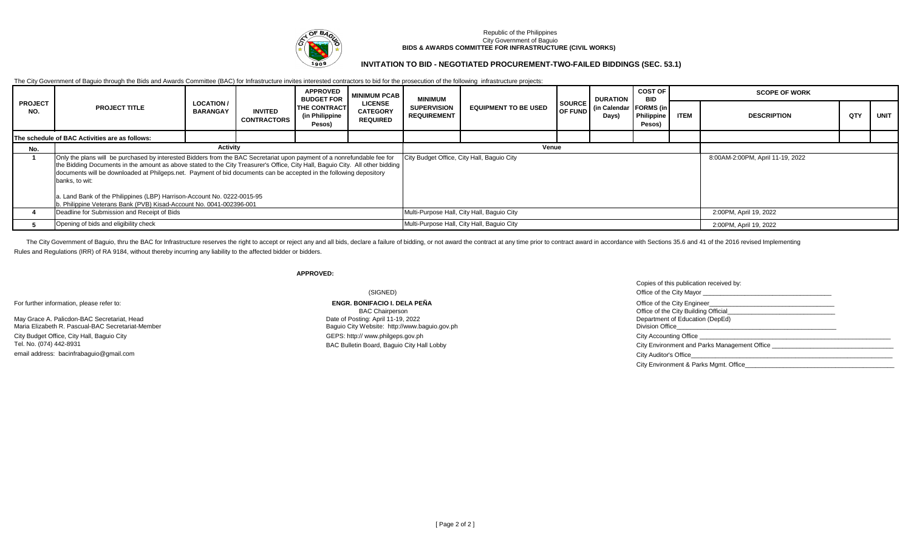Republic of the Philippines
City Government of Baguio
**BIDS & AWARDS COMMITTEE FOR INFRASTRUCTURE (CIVIL WORKS)**

## INVITATION TO BID - NEGOTIATED PROCUREMENT-TWO-FAILED BIDDINGS (SEC. 53.1)

The City Government of Baguio through the Bids and Awards Committee (BAC) for Infrastructure invites interested contractors to bid for the prosecution of the following infrastructure projects:

| PROJECT NO. | PROJECT TITLE | LOCATION / BARANGAY | INVITED CONTRACTORS | APPROVED BUDGET FOR THE CONTRACT (in Philippine Pesos) | MINIMUM PCAB LICENSE CATEGORY REQUIRED | MINIMUM SUPERVISION REQUIREMENT | EQUIPMENT TO BE USED | SOURCE OF FUND | DURATION (in Calendar Days) | COST OF BID FORMS (in Philippine Pesos) | SCOPE OF WORK – ITEM | SCOPE OF WORK – DESCRIPTION | SCOPE OF WORK – QTY | SCOPE OF WORK – UNIT |
|---|---|---|---|---|---|---|---|---|---|---|---|---|---|---|
| The schedule of BAC Activities are as follows: | | | | | | | | | | | | | | |

| No. | Activity | Venue | |
|---|---|---|---|
| 1 | Only the plans will be purchased by interested Bidders from the BAC Secretariat upon payment of a nonrefundable fee for the Bidding Documents in the amount as above stated to the City Treasurer's Office, City Hall, Baguio City. All other bidding documents will be downloaded at Philgeps.net. Payment of bid documents can be accepted in the following depository banks, to wit:<br><br>a. Land Bank of the Philippines (LBP) Harrison-Account No. 0222-0015-95<br>b. Philippine Veterans Bank (PVB) Kisad-Account No. 0041-002396-001 | City Budget Office, City Hall, Baguio City | 8:00AM-2:00PM, April 11-19, 2022 |
| 4 | Deadline for Submission and Receipt of Bids | Multi-Purpose Hall, City Hall, Baguio City | 2:00PM, April 19, 2022 |
| 5 | Opening of bids and eligibility check | Multi-Purpose Hall, City Hall, Baguio City | 2:00PM, April 19, 2022 |

The City Government of Baguio, thru the BAC for Infrastructure reserves the right to accept or reject any and all bids, declare a failure of bidding, or not award the contract at any time prior to contract award in accordance with Sections 35.6 and 41 of the 2016 revised Implementing Rules and Regulations (IRR) of RA 9184, without thereby incurring any liability to the affected bidder or bidders.

**APPROVED:**

(SIGNED)

**ENGR. BONIFACIO I. DELA PEÑA**
BAC Chairperson

Date of Posting: April 11-19, 2022
Baguio City Website: http://www.baguio.gov.ph
GEPS: http:// www.philgeps.gov.ph
BAC Bulletin Board, Baguio City Hall Lobby

For further information, please refer to:

May Grace A. Palicdon-BAC Secretariat, Head
Maria Elizabeth R. Pascual-BAC Secretariat-Member
City Budget Office, City Hall, Baguio City
Tel. No. (074) 442-8931
email address: bacinfrabaguio@gmail.com

Copies of this publication received by:

Office of the City Mayor ____________________
Office of the City Engineer____________________
Office of the City Building Official____________________
Department of Education (DepEd)
Division Office____________________
City Accounting Office ____________________
City Environment and Parks Management Office ____________________
City Auditor's Office____________________
City Environment & Parks Mgmt. Office____________________